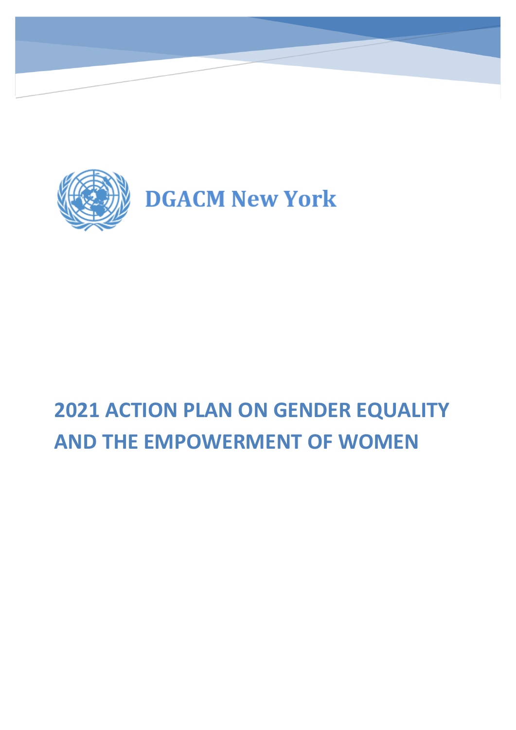DGACM New York

# 2021 ACTION PLAN ON GENDER EQUALITY AND THE EMPOWERMENT OF WOMEN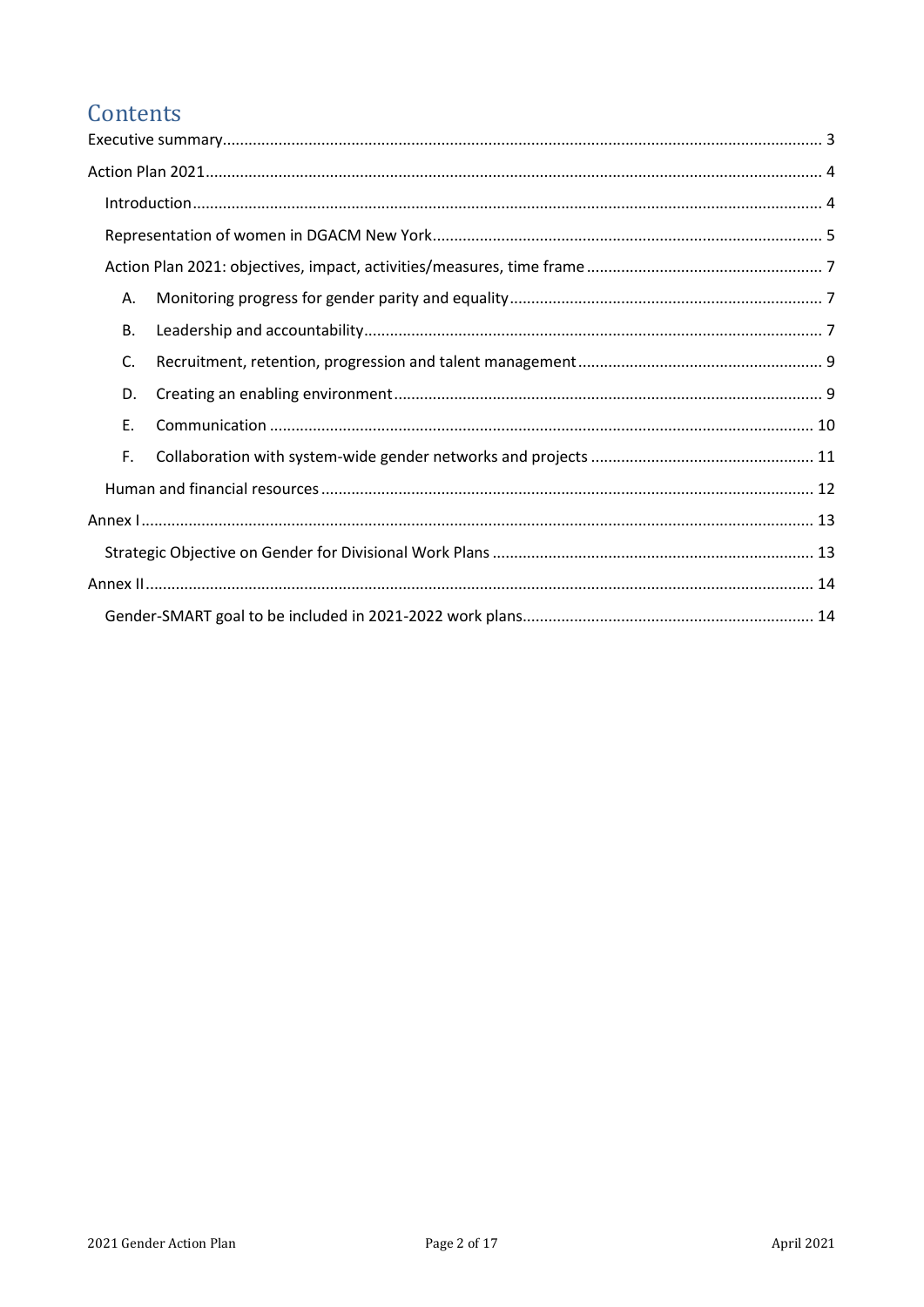# Contents

Executive summary ........................................................................................................................................ 3

Action Plan 2021 ............................................................................................................................................ 4

- Introduction ............................................................................................................................................ 4
- Representation of women in DGACM New York ..................................................................................... 5
- Action Plan 2021: objectives, impact, activities/measures, time frame ................................................... 7
  - A. Monitoring progress for gender parity and equality ....................................................................... 7
  - B. Leadership and accountability ......................................................................................................... 7
  - C. Recruitment, retention, progression and talent management ........................................................ 9
  - D. Creating an enabling environment .................................................................................................. 9
  - E. Communication ............................................................................................................................... 10
  - F. Collaboration with system-wide gender networks and projects ..................................................... 11
- Human and financial resources ................................................................................................................ 12

Annex I ......................................................................................................................................................... 13

- Strategic Objective on Gender for Divisional Work Plans ....................................................................... 13

Annex II ........................................................................................................................................................ 14

- Gender-SMART goal to be included in 2021-2022 work plans ................................................................. 14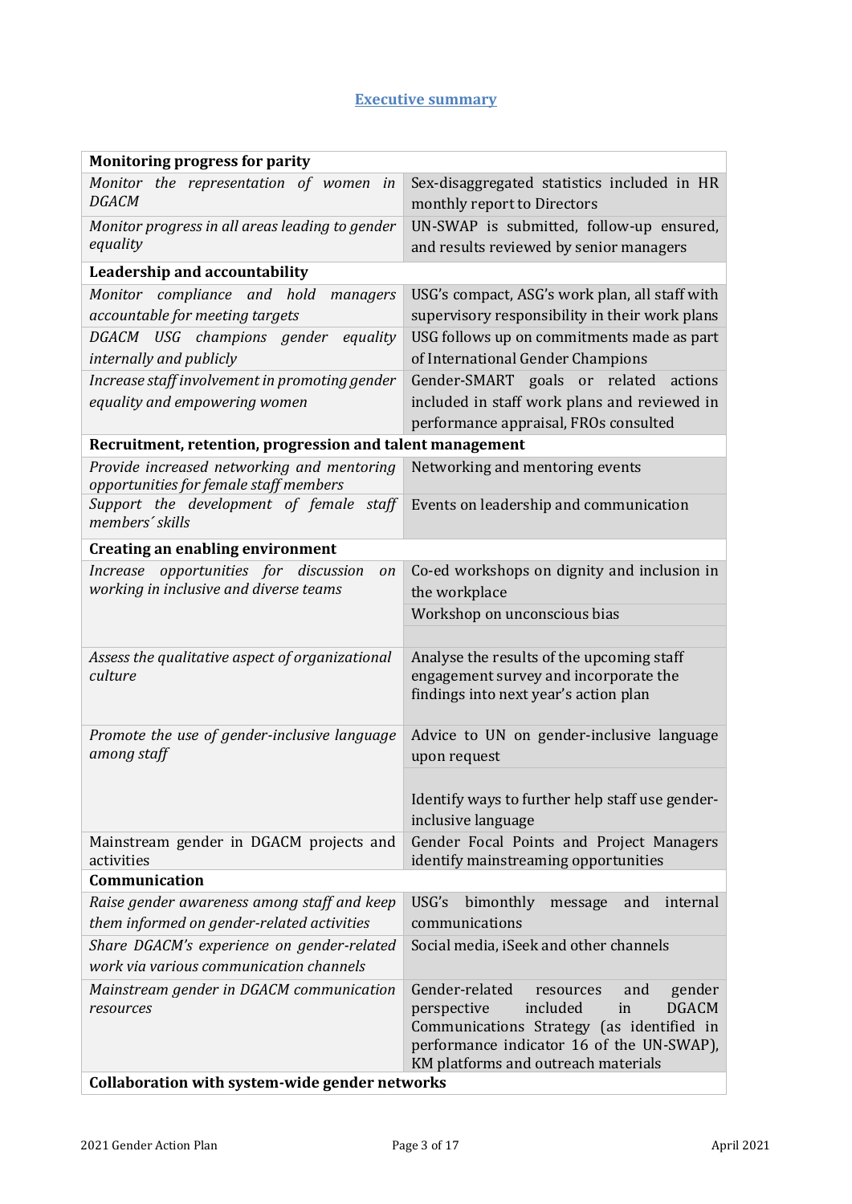## Executive summary

| Monitoring progress for parity | |
|---|---|
| *Monitor the representation of women in DGACM* | Sex-disaggregated statistics included in HR monthly report to Directors |
| *Monitor progress in all areas leading to gender equality* | UN-SWAP is submitted, follow-up ensured, and results reviewed by senior managers |
| **Leadership and accountability** | |
| *Monitor compliance and hold managers accountable for meeting targets* | USG's compact, ASG's work plan, all staff with supervisory responsibility in their work plans |
| *DGACM USG champions gender equality internally and publicly* | USG follows up on commitments made as part of International Gender Champions |
| *Increase staff involvement in promoting gender equality and empowering women* | Gender-SMART goals or related actions included in staff work plans and reviewed in performance appraisal, FROs consulted |
| **Recruitment, retention, progression and talent management** | |
| *Provide increased networking and mentoring opportunities for female staff members* | Networking and mentoring events |
| *Support the development of female staff members´ skills* | Events on leadership and communication |
| **Creating an enabling environment** | |
| *Increase opportunities for discussion on working in inclusive and diverse teams* | Co-ed workshops on dignity and inclusion in the workplace |
| | Workshop on unconscious bias |
| *Assess the qualitative aspect of organizational culture* | Analyse the results of the upcoming staff engagement survey and incorporate the findings into next year's action plan |
| *Promote the use of gender-inclusive language among staff* | Advice to UN on gender-inclusive language upon request |
| | Identify ways to further help staff use gender-inclusive language |
| Mainstream gender in DGACM projects and activities | Gender Focal Points and Project Managers identify mainstreaming opportunities |
| **Communication** | |
| *Raise gender awareness among staff and keep them informed on gender-related activities* | USG's bimonthly message and internal communications |
| *Share DGACM's experience on gender-related work via various communication channels* | Social media, iSeek and other channels |
| *Mainstream gender in DGACM communication resources* | Gender-related resources and gender perspective included in DGACM Communications Strategy (as identified in performance indicator 16 of the UN-SWAP), KM platforms and outreach materials |
| **Collaboration with system-wide gender networks** | |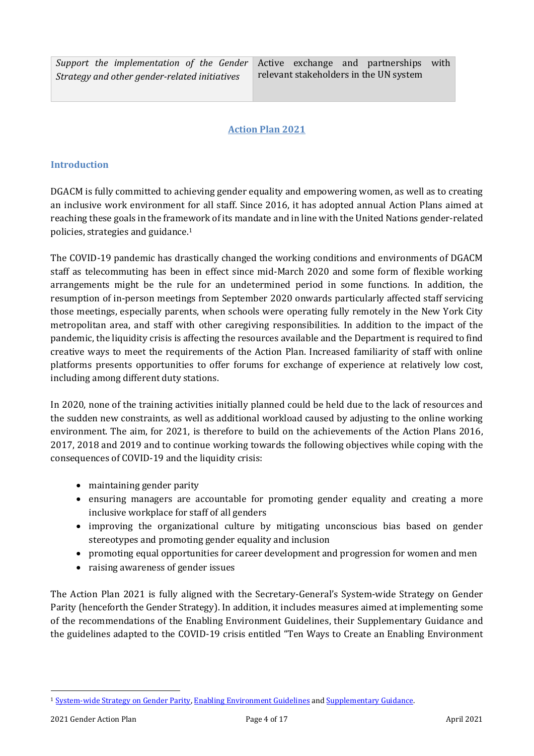| *Support the implementation of the Gender Strategy and other gender-related initiatives* | Active exchange and partnerships with relevant stakeholders in the UN system |
|---|---|

## Action Plan 2021

### Introduction

DGACM is fully committed to achieving gender equality and empowering women, as well as to creating an inclusive work environment for all staff. Since 2016, it has adopted annual Action Plans aimed at reaching these goals in the framework of its mandate and in line with the United Nations gender-related policies, strategies and guidance.[1]

The COVID-19 pandemic has drastically changed the working conditions and environments of DGACM staff as telecommuting has been in effect since mid-March 2020 and some form of flexible working arrangements might be the rule for an undetermined period in some functions. In addition, the resumption of in-person meetings from September 2020 onwards particularly affected staff servicing those meetings, especially parents, when schools were operating fully remotely in the New York City metropolitan area, and staff with other caregiving responsibilities. In addition to the impact of the pandemic, the liquidity crisis is affecting the resources available and the Department is required to find creative ways to meet the requirements of the Action Plan. Increased familiarity of staff with online platforms presents opportunities to offer forums for exchange of experience at relatively low cost, including among different duty stations.

In 2020, none of the training activities initially planned could be held due to the lack of resources and the sudden new constraints, as well as additional workload caused by adjusting to the online working environment. The aim, for 2021, is therefore to build on the achievements of the Action Plans 2016, 2017, 2018 and 2019 and to continue working towards the following objectives while coping with the consequences of COVID-19 and the liquidity crisis:

- maintaining gender parity
- ensuring managers are accountable for promoting gender equality and creating a more inclusive workplace for staff of all genders
- improving the organizational culture by mitigating unconscious bias based on gender stereotypes and promoting gender equality and inclusion
- promoting equal opportunities for career development and progression for women and men
- raising awareness of gender issues

The Action Plan 2021 is fully aligned with the Secretary-General's System-wide Strategy on Gender Parity (henceforth the Gender Strategy). In addition, it includes measures aimed at implementing some of the recommendations of the Enabling Environment Guidelines, their Supplementary Guidance and the guidelines adapted to the COVID-19 crisis entitled "Ten Ways to Create an Enabling Environment

[1] System-wide Strategy on Gender Parity, Enabling Environment Guidelines and Supplementary Guidance.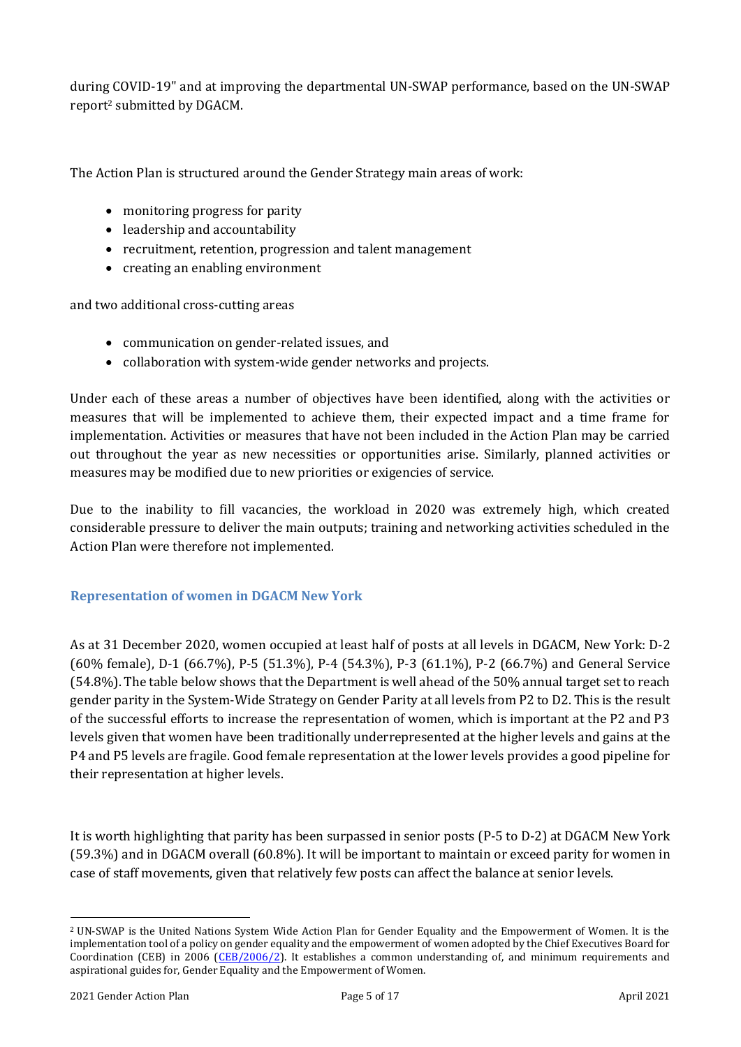during COVID-19" and at improving the departmental UN-SWAP performance, based on the UN-SWAP report[2] submitted by DGACM.

The Action Plan is structured around the Gender Strategy main areas of work:

- monitoring progress for parity
- leadership and accountability
- recruitment, retention, progression and talent management
- creating an enabling environment

and two additional cross-cutting areas

- communication on gender-related issues, and
- collaboration with system-wide gender networks and projects.

Under each of these areas a number of objectives have been identified, along with the activities or measures that will be implemented to achieve them, their expected impact and a time frame for implementation. Activities or measures that have not been included in the Action Plan may be carried out throughout the year as new necessities or opportunities arise. Similarly, planned activities or measures may be modified due to new priorities or exigencies of service.

Due to the inability to fill vacancies, the workload in 2020 was extremely high, which created considerable pressure to deliver the main outputs; training and networking activities scheduled in the Action Plan were therefore not implemented.

## Representation of women in DGACM New York

As at 31 December 2020, women occupied at least half of posts at all levels in DGACM, New York: D-2 (60% female), D-1 (66.7%), P-5 (51.3%), P-4 (54.3%), P-3 (61.1%), P-2 (66.7%) and General Service (54.8%). The table below shows that the Department is well ahead of the 50% annual target set to reach gender parity in the System-Wide Strategy on Gender Parity at all levels from P2 to D2. This is the result of the successful efforts to increase the representation of women, which is important at the P2 and P3 levels given that women have been traditionally underrepresented at the higher levels and gains at the P4 and P5 levels are fragile. Good female representation at the lower levels provides a good pipeline for their representation at higher levels.

It is worth highlighting that parity has been surpassed in senior posts (P-5 to D-2) at DGACM New York (59.3%) and in DGACM overall (60.8%). It will be important to maintain or exceed parity for women in case of staff movements, given that relatively few posts can affect the balance at senior levels.

[2] UN-SWAP is the United Nations System Wide Action Plan for Gender Equality and the Empowerment of Women. It is the implementation tool of a policy on gender equality and the empowerment of women adopted by the Chief Executives Board for Coordination (CEB) in 2006 (CEB/2006/2). It establishes a common understanding of, and minimum requirements and aspirational guides for, Gender Equality and the Empowerment of Women.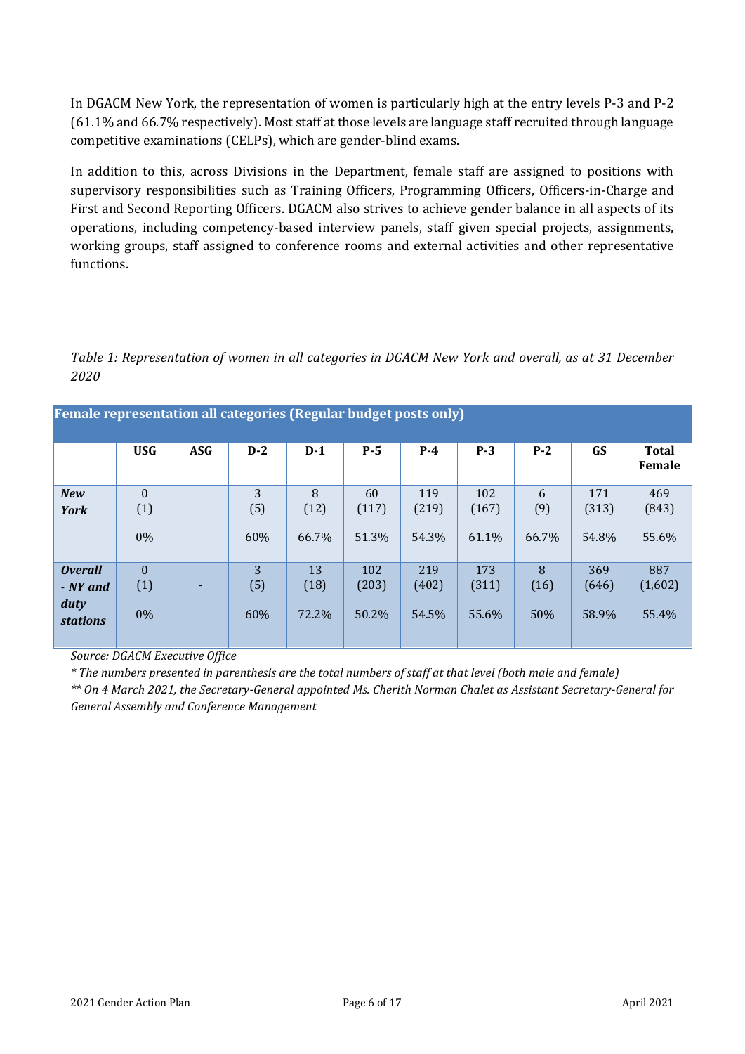In DGACM New York, the representation of women is particularly high at the entry levels P-3 and P-2 (61.1% and 66.7% respectively). Most staff at those levels are language staff recruited through language competitive examinations (CELPs), which are gender-blind exams.

In addition to this, across Divisions in the Department, female staff are assigned to positions with supervisory responsibilities such as Training Officers, Programming Officers, Officers-in-Charge and First and Second Reporting Officers. DGACM also strives to achieve gender balance in all aspects of its operations, including competency-based interview panels, staff given special projects, assignments, working groups, staff assigned to conference rooms and external activities and other representative functions.

*Table 1: Representation of women in all categories in DGACM New York and overall, as at 31 December 2020*

| **Female representation all categories (Regular budget posts only)** | | | | | | | | | | |
|---|---|---|---|---|---|---|---|---|---|---|
| | **USG** | **ASG** | **D-2** | **D-1** | **P-5** | **P-4** | **P-3** | **P-2** | **GS** | **Total Female** |
| ***New York*** | 0 (1) 0% | | 3 (5) 60% | 8 (12) 66.7% | 60 (117) 51.3% | 119 (219) 54.3% | 102 (167) 61.1% | 6 (9) 66.7% | 171 (313) 54.8% | 469 (843) 55.6% |
| ***Overall - NY and duty stations*** | 0 (1) 0% | - | 3 (5) 60% | 13 (18) 72.2% | 102 (203) 50.2% | 219 (402) 54.5% | 173 (311) 55.6% | 8 (16) 50% | 369 (646) 58.9% | 887 (1,602) 55.4% |

*Source: DGACM Executive Office*

*\* The numbers presented in parenthesis are the total numbers of staff at that level (both male and female)*

*\*\* On 4 March 2021, the Secretary-General appointed Ms. Cherith Norman Chalet as Assistant Secretary-General for General Assembly and Conference Management*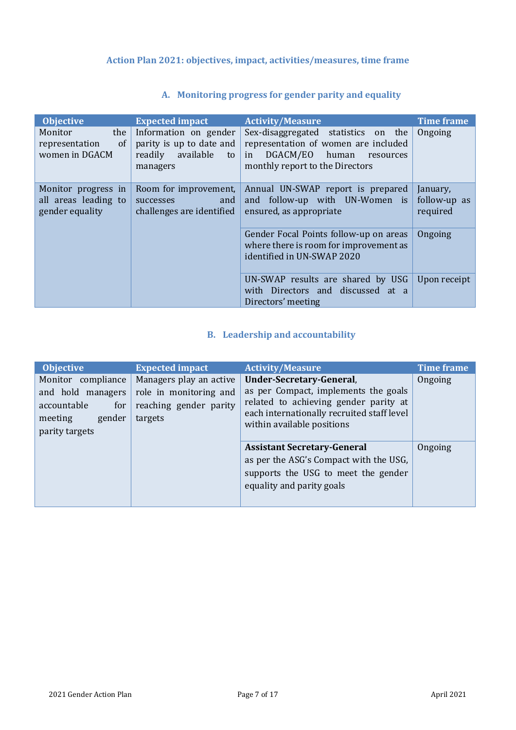## Action Plan 2021: objectives, impact, activities/measures, time frame

### A. Monitoring progress for gender parity and equality

| Objective | Expected impact | Activity/Measure | Time frame |
|---|---|---|---|
| Monitor the representation of women in DGACM | Information on gender parity is up to date and readily available to managers | Sex-disaggregated statistics on the representation of women are included in DGACM/EO human resources monthly report to the Directors | Ongoing |
| Monitor progress in all areas leading to gender equality | Room for improvement, successes and challenges are identified | Annual UN-SWAP report is prepared and follow-up with UN-Women is ensured, as appropriate | January, follow-up as required |
| | | Gender Focal Points follow-up on areas where there is room for improvement as identified in UN-SWAP 2020 | Ongoing |
| | | UN-SWAP results are shared by USG with Directors and discussed at a Directors' meeting | Upon receipt |

### B. Leadership and accountability

| Objective | Expected impact | Activity/Measure | Time frame |
|---|---|---|---|
| Monitor compliance and hold managers accountable for meeting gender parity targets | Managers play an active role in monitoring and reaching gender parity targets | **Under-Secretary-General**, as per Compact, implements the goals related to achieving gender parity at each internationally recruited staff level within available positions | Ongoing |
| | | **Assistant Secretary-General** as per the ASG's Compact with the USG, supports the USG to meet the gender equality and parity goals | Ongoing |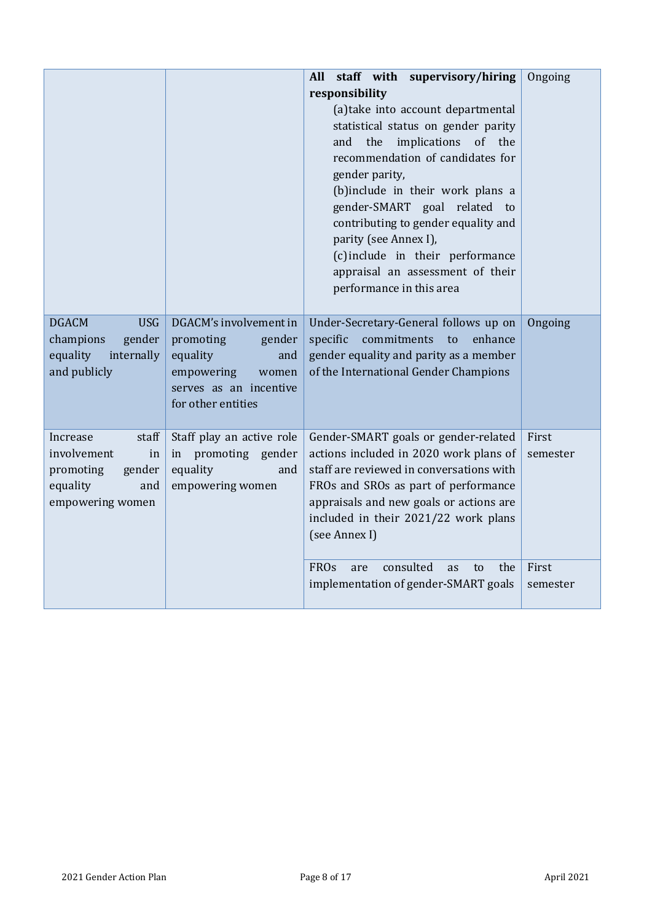| | | | |
|---|---|---|---|
| | | **All staff with supervisory/hiring responsibility** (a)take into account departmental statistical status on gender parity and the implications of the recommendation of candidates for gender parity, (b)include in their work plans a gender-SMART goal related to contributing to gender equality and parity (see Annex I), (c)include in their performance appraisal an assessment of their performance in this area | Ongoing |
| DGACM USG champions gender equality internally and publicly | DGACM's involvement in promoting gender equality and empowering women serves as an incentive for other entities | Under-Secretary-General follows up on specific commitments to enhance gender equality and parity as a member of the International Gender Champions | Ongoing |
| Increase staff involvement in promoting gender equality and empowering women | Staff play an active role in promoting gender equality and empowering women | Gender-SMART goals or gender-related actions included in 2020 work plans of staff are reviewed in conversations with FROs and SROs as part of performance appraisals and new goals or actions are included in their 2021/22 work plans (see Annex I) | First semester |
| | | FROs are consulted as to the implementation of gender-SMART goals | First semester |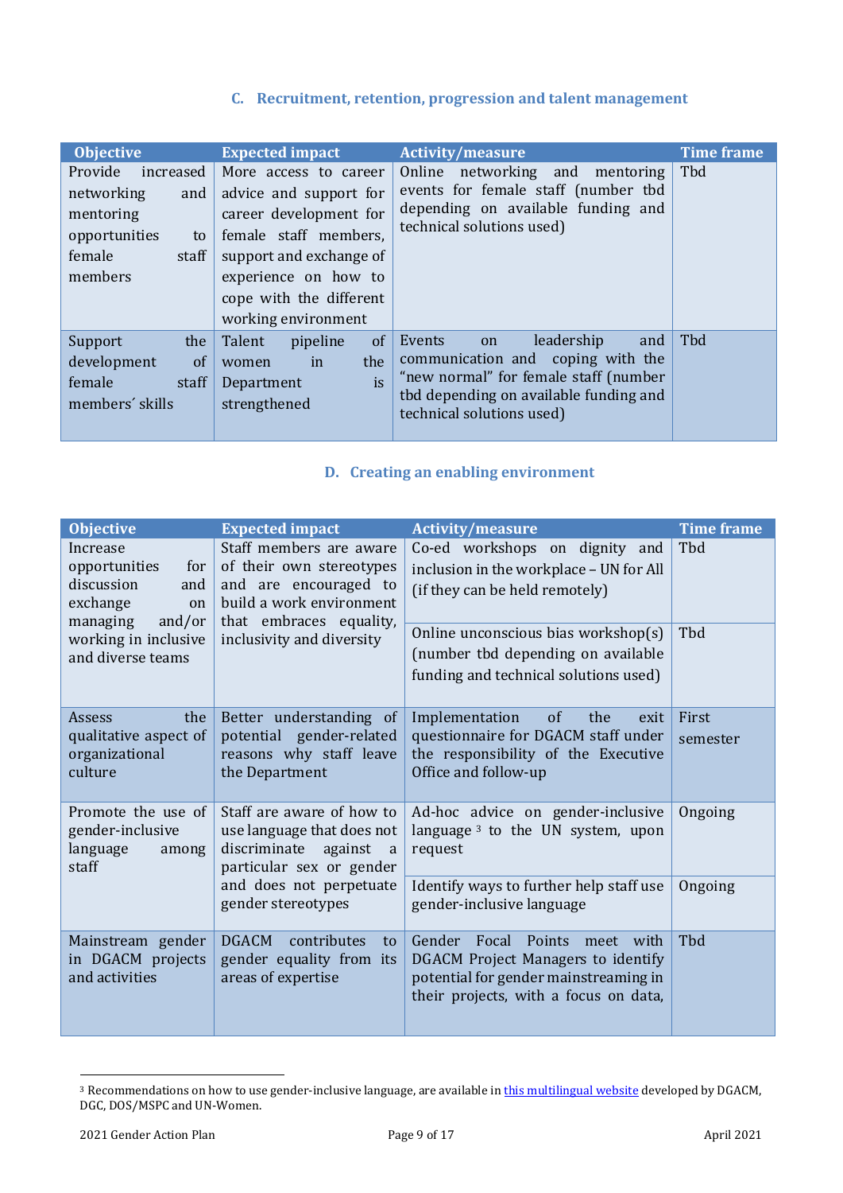### C. Recruitment, retention, progression and talent management

| Objective | Expected impact | Activity/measure | Time frame |
|---|---|---|---|
| Provide increased networking and mentoring opportunities to female staff members | More access to career advice and support for career development for female staff members, support and exchange of experience on how to cope with the different working environment | Online networking and mentoring events for female staff (number tbd depending on available funding and technical solutions used) | Tbd |
| Support the development of female staff members´ skills | Talent pipeline of women in the Department is strengthened | Events on leadership and communication and coping with the "new normal" for female staff (number tbd depending on available funding and technical solutions used) | Tbd |

### D. Creating an enabling environment

| Objective | Expected impact | Activity/measure | Time frame |
|---|---|---|---|
| Increase opportunities for discussion and exchange on managing and/or working in inclusive and diverse teams | Staff members are aware of their own stereotypes and are encouraged to build a work environment that embraces equality, inclusivity and diversity | Co-ed workshops on dignity and inclusion in the workplace – UN for All (if they can be held remotely) | Tbd |
| | | Online unconscious bias workshop(s) (number tbd depending on available funding and technical solutions used) | Tbd |
| Assess the qualitative aspect of organizational culture | Better understanding of potential gender-related reasons why staff leave the Department | Implementation of the exit questionnaire for DGACM staff under the responsibility of the Executive Office and follow-up | First semester |
| Promote the use of gender-inclusive language among staff | Staff are aware of how to use language that does not discriminate against a particular sex or gender and does not perpetuate gender stereotypes | Ad-hoc advice on gender-inclusive language [3] to the UN system, upon request | Ongoing |
| | | Identify ways to further help staff use gender-inclusive language | Ongoing |
| Mainstream gender in DGACM projects and activities | DGACM contributes to gender equality from its areas of expertise | Gender Focal Points meet with DGACM Project Managers to identify potential for gender mainstreaming in their projects, with a focus on data, | Tbd |

[3] Recommendations on how to use gender-inclusive language, are available in this multilingual website developed by DGACM, DGC, DOS/MSPC and UN-Women.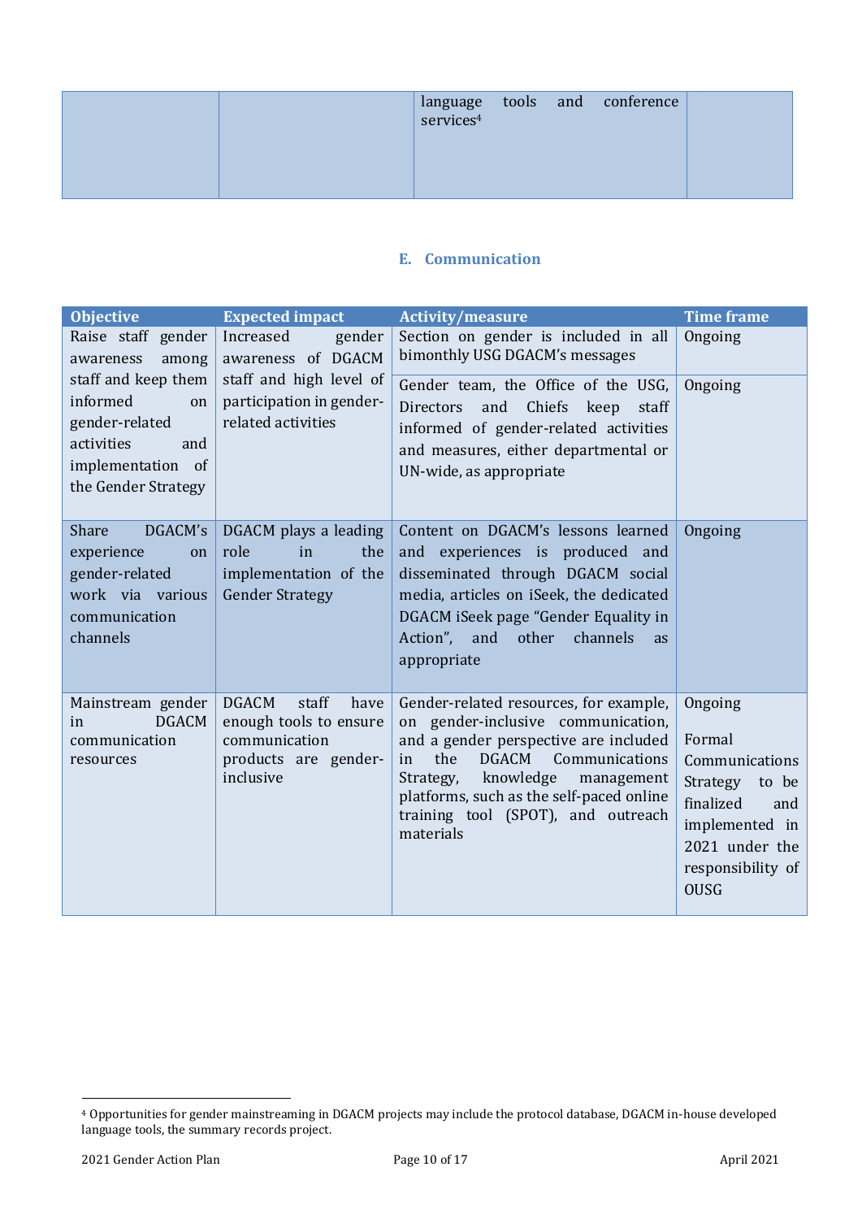| | | language tools and conference services[4] | |
|---|---|---|---|

## E. Communication

| Objective | Expected impact | Activity/measure | Time frame |
|---|---|---|---|
| Raise staff gender awareness among staff and keep them informed on gender-related activities and implementation of the Gender Strategy | Increased gender awareness of DGACM staff and high level of participation in gender-related activities | Section on gender is included in all bimonthly USG DGACM's messages | Ongoing |
| | | Gender team, the Office of the USG, Directors and Chiefs keep staff informed of gender-related activities and measures, either departmental or UN-wide, as appropriate | Ongoing |
| Share DGACM's experience on gender-related work via various communication channels | DGACM plays a leading role in the implementation of the Gender Strategy | Content on DGACM's lessons learned and experiences is produced and disseminated through DGACM social media, articles on iSeek, the dedicated DGACM iSeek page "Gender Equality in Action", and other channels as appropriate | Ongoing |
| Mainstream gender in DGACM communication resources | DGACM staff have enough tools to ensure communication products are gender-inclusive | Gender-related resources, for example, on gender-inclusive communication, and a gender perspective are included in the DGACM Communications Strategy, knowledge management platforms, such as the self-paced online training tool (SPOT), and outreach materials | Ongoing<br><br>Formal Communications Strategy to be finalized and implemented in 2021 under the responsibility of OUSG |

[4] Opportunities for gender mainstreaming in DGACM projects may include the protocol database, DGACM in-house developed language tools, the summary records project.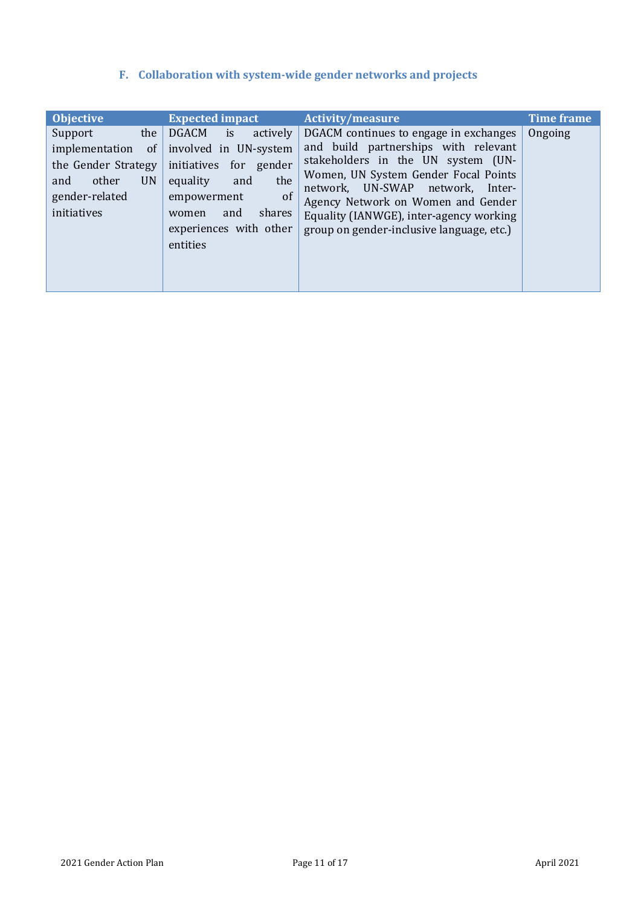### F. Collaboration with system-wide gender networks and projects

| Objective | Expected impact | Activity/measure | Time frame |
|---|---|---|---|
| Support the implementation of the Gender Strategy and other UN gender-related initiatives | DGACM is actively involved in UN-system initiatives for gender equality and the empowerment of women and shares experiences with other entities | DGACM continues to engage in exchanges and build partnerships with relevant stakeholders in the UN system (UN-Women, UN System Gender Focal Points network, UN-SWAP network, Inter-Agency Network on Women and Gender Equality (IANWGE), inter-agency working group on gender-inclusive language, etc.) | Ongoing |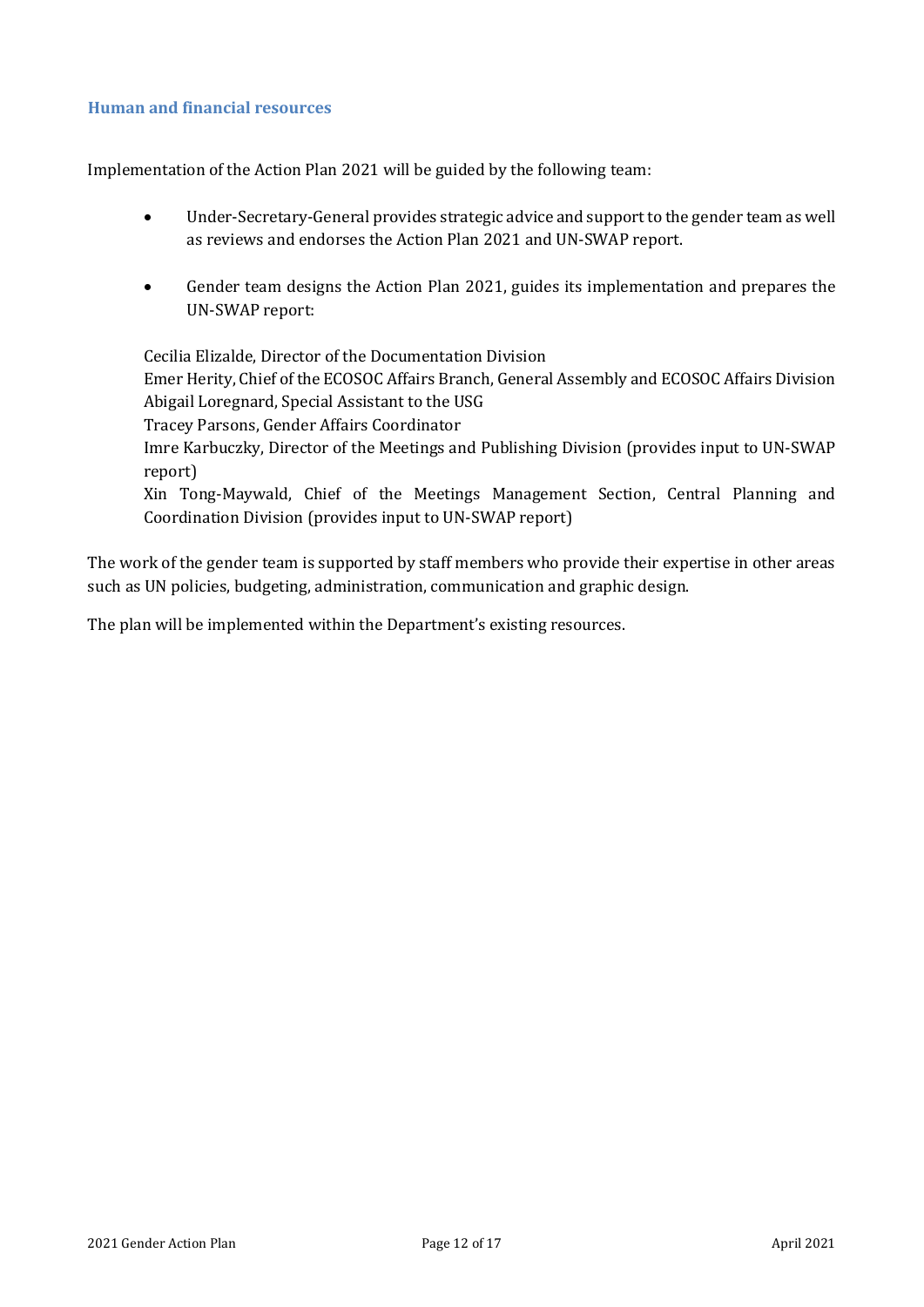## Human and financial resources

Implementation of the Action Plan 2021 will be guided by the following team:

- Under-Secretary-General provides strategic advice and support to the gender team as well as reviews and endorses the Action Plan 2021 and UN-SWAP report.
- Gender team designs the Action Plan 2021, guides its implementation and prepares the UN-SWAP report:

  Cecilia Elizalde, Director of the Documentation Division
  Emer Herity, Chief of the ECOSOC Affairs Branch, General Assembly and ECOSOC Affairs Division
  Abigail Loregnard, Special Assistant to the USG
  Tracey Parsons, Gender Affairs Coordinator
  Imre Karbuczky, Director of the Meetings and Publishing Division (provides input to UN-SWAP report)
  Xin Tong-Maywald, Chief of the Meetings Management Section, Central Planning and Coordination Division (provides input to UN-SWAP report)

The work of the gender team is supported by staff members who provide their expertise in other areas such as UN policies, budgeting, administration, communication and graphic design.

The plan will be implemented within the Department's existing resources.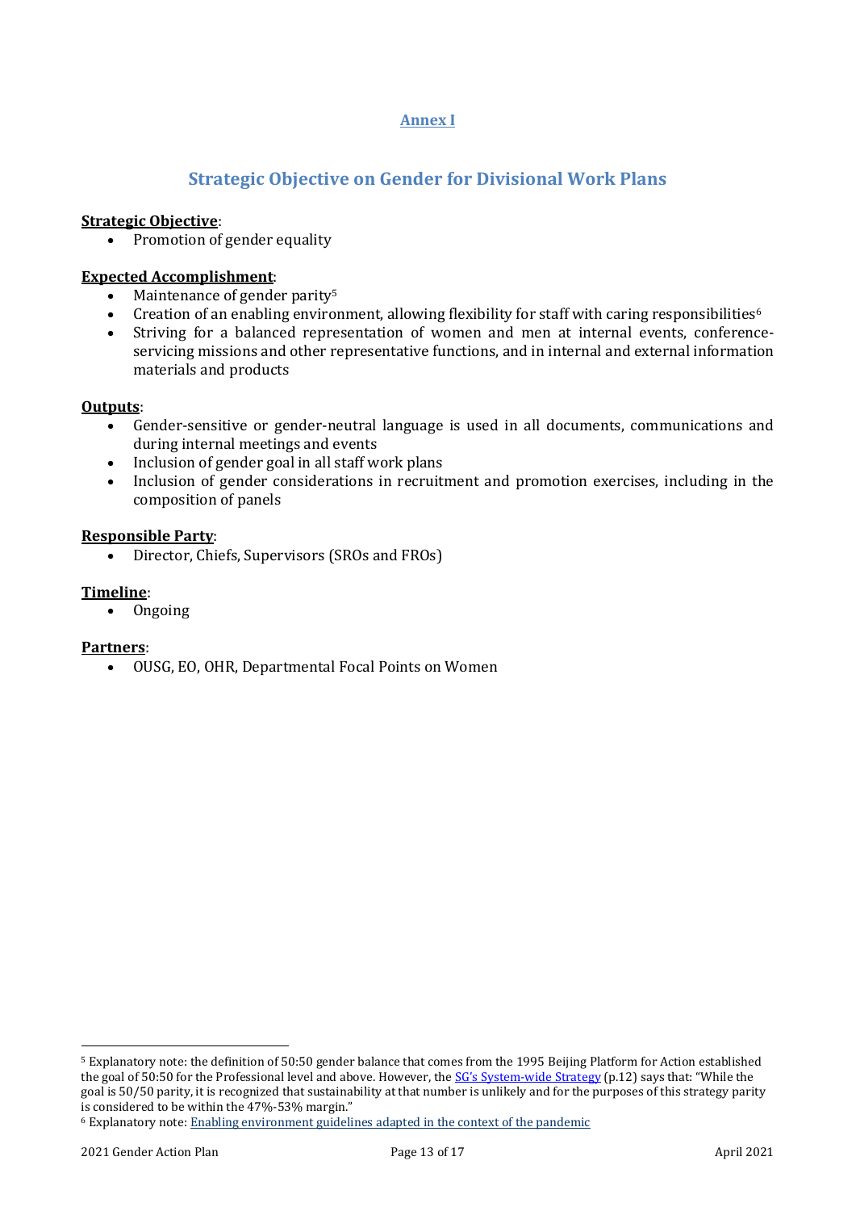## Annex I

## Strategic Objective on Gender for Divisional Work Plans

**Strategic Objective**:

- Promotion of gender equality

**Expected Accomplishment**:

- Maintenance of gender parity[5]
- Creation of an enabling environment, allowing flexibility for staff with caring responsibilities[6]
- Striving for a balanced representation of women and men at internal events, conference-servicing missions and other representative functions, and in internal and external information materials and products

**Outputs**:

- Gender-sensitive or gender-neutral language is used in all documents, communications and during internal meetings and events
- Inclusion of gender goal in all staff work plans
- Inclusion of gender considerations in recruitment and promotion exercises, including in the composition of panels

**Responsible Party**:

- Director, Chiefs, Supervisors (SROs and FROs)

**Timeline**:

- Ongoing

**Partners**:

- OUSG, EO, OHR, Departmental Focal Points on Women

---

[5] Explanatory note: the definition of 50:50 gender balance that comes from the 1995 Beijing Platform for Action established the goal of 50:50 for the Professional level and above. However, the SG's System-wide Strategy (p.12) says that: "While the goal is 50/50 parity, it is recognized that sustainability at that number is unlikely and for the purposes of this strategy parity is considered to be within the 47%-53% margin."

[6] Explanatory note: Enabling environment guidelines adapted in the context of the pandemic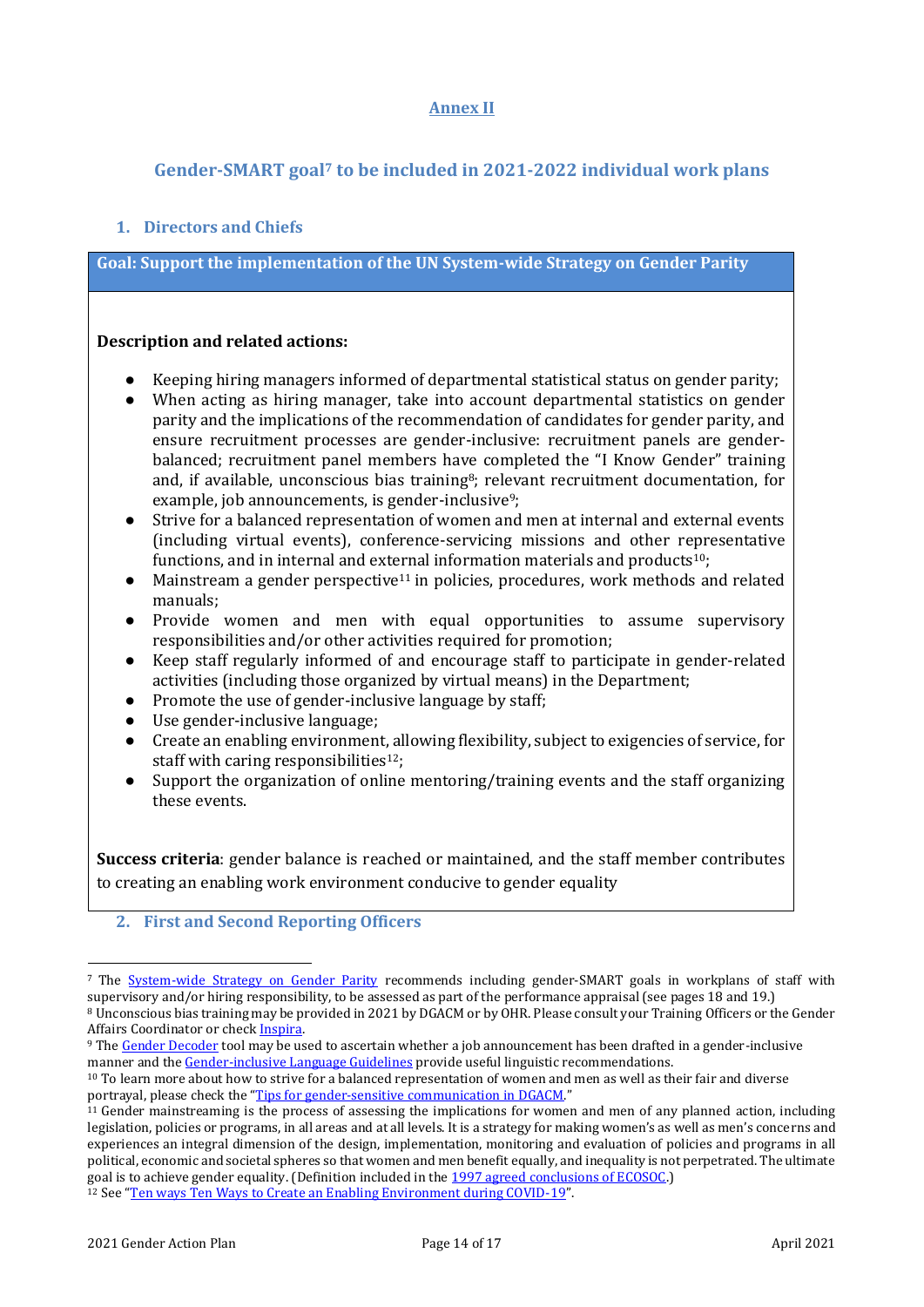## Annex II

## Gender-SMART goal[7] to be included in 2021-2022 individual work plans

### 1. Directors and Chiefs

| Goal: Support the implementation of the UN System-wide Strategy on Gender Parity |
|---|
| **Description and related actions:**<br><br>● Keeping hiring managers informed of departmental statistical status on gender parity;<br>● When acting as hiring manager, take into account departmental statistics on gender parity and the implications of the recommendation of candidates for gender parity, and ensure recruitment processes are gender-inclusive: recruitment panels are gender-balanced; recruitment panel members have completed the "I Know Gender" training and, if available, unconscious bias training[8]; relevant recruitment documentation, for example, job announcements, is gender-inclusive[9];<br>● Strive for a balanced representation of women and men at internal and external events (including virtual events), conference-servicing missions and other representative functions, and in internal and external information materials and products[10];<br>● Mainstream a gender perspective[11] in policies, procedures, work methods and related manuals;<br>● Provide women and men with equal opportunities to assume supervisory responsibilities and/or other activities required for promotion;<br>● Keep staff regularly informed of and encourage staff to participate in gender-related activities (including those organized by virtual means) in the Department;<br>● Promote the use of gender-inclusive language by staff;<br>● Use gender-inclusive language;<br>● Create an enabling environment, allowing flexibility, subject to exigencies of service, for staff with caring responsibilities[12];<br>● Support the organization of online mentoring/training events and the staff organizing these events.<br><br>**Success criteria**: gender balance is reached or maintained, and the staff member contributes to creating an enabling work environment conducive to gender equality |

### 2. First and Second Reporting Officers

---

[7] The System-wide Strategy on Gender Parity recommends including gender-SMART goals in workplans of staff with supervisory and/or hiring responsibility, to be assessed as part of the performance appraisal (see pages 18 and 19.)

[8] Unconscious bias training may be provided in 2021 by DGACM or by OHR. Please consult your Training Officers or the Gender Affairs Coordinator or check Inspira.

[9] The Gender Decoder tool may be used to ascertain whether a job announcement has been drafted in a gender-inclusive manner and the Gender-inclusive Language Guidelines provide useful linguistic recommendations.

[10] To learn more about how to strive for a balanced representation of women and men as well as their fair and diverse portrayal, please check the "Tips for gender-sensitive communication in DGACM."

[11] Gender mainstreaming is the process of assessing the implications for women and men of any planned action, including legislation, policies or programs, in all areas and at all levels. It is a strategy for making women's as well as men's concerns and experiences an integral dimension of the design, implementation, monitoring and evaluation of policies and programs in all political, economic and societal spheres so that women and men benefit equally, and inequality is not perpetrated. The ultimate goal is to achieve gender equality. (Definition included in the 1997 agreed conclusions of ECOSOC.)

[12] See "Ten ways Ten Ways to Create an Enabling Environment during COVID-19".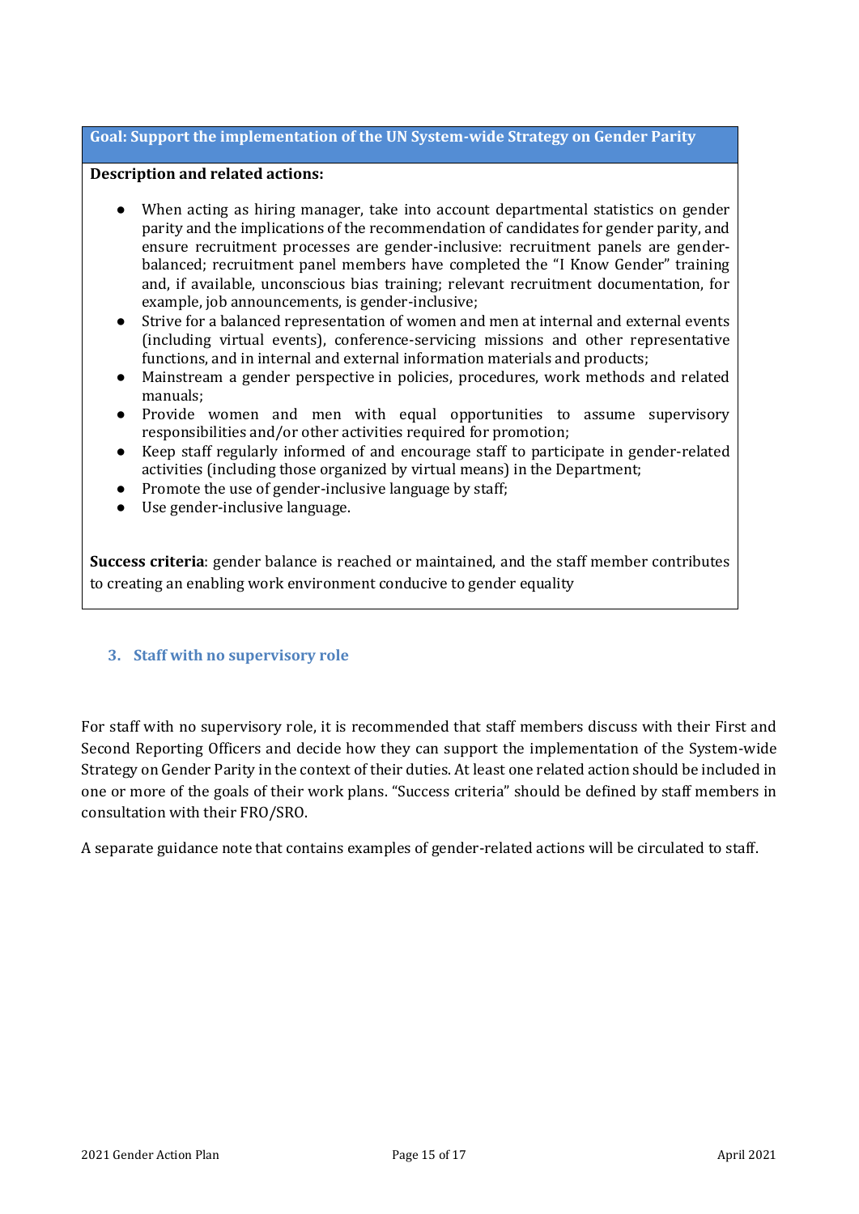| Goal: Support the implementation of the UN System-wide Strategy on Gender Parity |
| --- |
| **Description and related actions:**<br><br>● When acting as hiring manager, take into account departmental statistics on gender parity and the implications of the recommendation of candidates for gender parity, and ensure recruitment processes are gender-inclusive: recruitment panels are gender-balanced; recruitment panel members have completed the "I Know Gender" training and, if available, unconscious bias training; relevant recruitment documentation, for example, job announcements, is gender-inclusive;<br>● Strive for a balanced representation of women and men at internal and external events (including virtual events), conference-servicing missions and other representative functions, and in internal and external information materials and products;<br>● Mainstream a gender perspective in policies, procedures, work methods and related manuals;<br>● Provide women and men with equal opportunities to assume supervisory responsibilities and/or other activities required for promotion;<br>● Keep staff regularly informed of and encourage staff to participate in gender-related activities (including those organized by virtual means) in the Department;<br>● Promote the use of gender-inclusive language by staff;<br>● Use gender-inclusive language.<br><br>**Success criteria**: gender balance is reached or maintained, and the staff member contributes to creating an enabling work environment conducive to gender equality |

### 3. Staff with no supervisory role

For staff with no supervisory role, it is recommended that staff members discuss with their First and Second Reporting Officers and decide how they can support the implementation of the System-wide Strategy on Gender Parity in the context of their duties. At least one related action should be included in one or more of the goals of their work plans. "Success criteria" should be defined by staff members in consultation with their FRO/SRO.

A separate guidance note that contains examples of gender-related actions will be circulated to staff.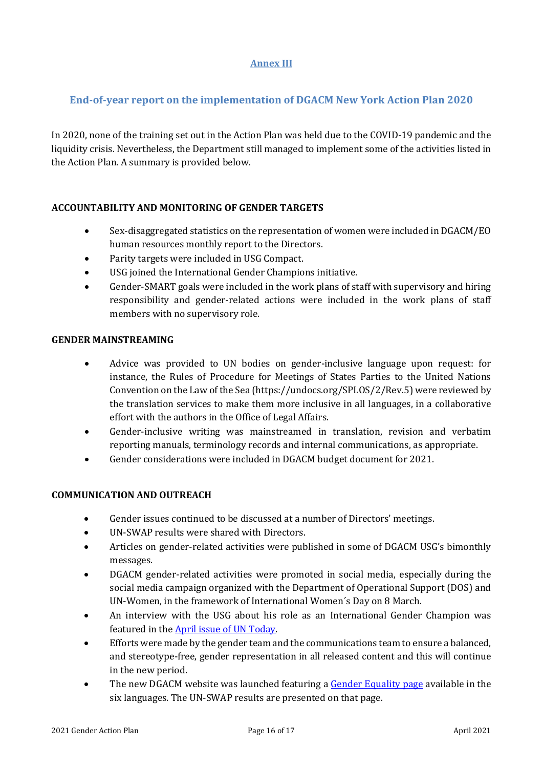## Annex III

## End-of-year report on the implementation of DGACM New York Action Plan 2020

In 2020, none of the training set out in the Action Plan was held due to the COVID-19 pandemic and the liquidity crisis. Nevertheless, the Department still managed to implement some of the activities listed in the Action Plan. A summary is provided below.

### ACCOUNTABILITY AND MONITORING OF GENDER TARGETS

- Sex-disaggregated statistics on the representation of women were included in DGACM/EO human resources monthly report to the Directors.
- Parity targets were included in USG Compact.
- USG joined the International Gender Champions initiative.
- Gender-SMART goals were included in the work plans of staff with supervisory and hiring responsibility and gender-related actions were included in the work plans of staff members with no supervisory role.

### GENDER MAINSTREAMING

- Advice was provided to UN bodies on gender-inclusive language upon request: for instance, the Rules of Procedure for Meetings of States Parties to the United Nations Convention on the Law of the Sea (https://undocs.org/SPLOS/2/Rev.5) were reviewed by the translation services to make them more inclusive in all languages, in a collaborative effort with the authors in the Office of Legal Affairs.
- Gender-inclusive writing was mainstreamed in translation, revision and verbatim reporting manuals, terminology records and internal communications, as appropriate.
- Gender considerations were included in DGACM budget document for 2021.

### COMMUNICATION AND OUTREACH

- Gender issues continued to be discussed at a number of Directors' meetings.
- UN-SWAP results were shared with Directors.
- Articles on gender-related activities were published in some of DGACM USG's bimonthly messages.
- DGACM gender-related activities were promoted in social media, especially during the social media campaign organized with the Department of Operational Support (DOS) and UN-Women, in the framework of International Women´s Day on 8 March.
- An interview with the USG about his role as an International Gender Champion was featured in the April issue of UN Today.
- Efforts were made by the gender team and the communications team to ensure a balanced, and stereotype-free, gender representation in all released content and this will continue in the new period.
- The new DGACM website was launched featuring a Gender Equality page available in the six languages. The UN-SWAP results are presented on that page.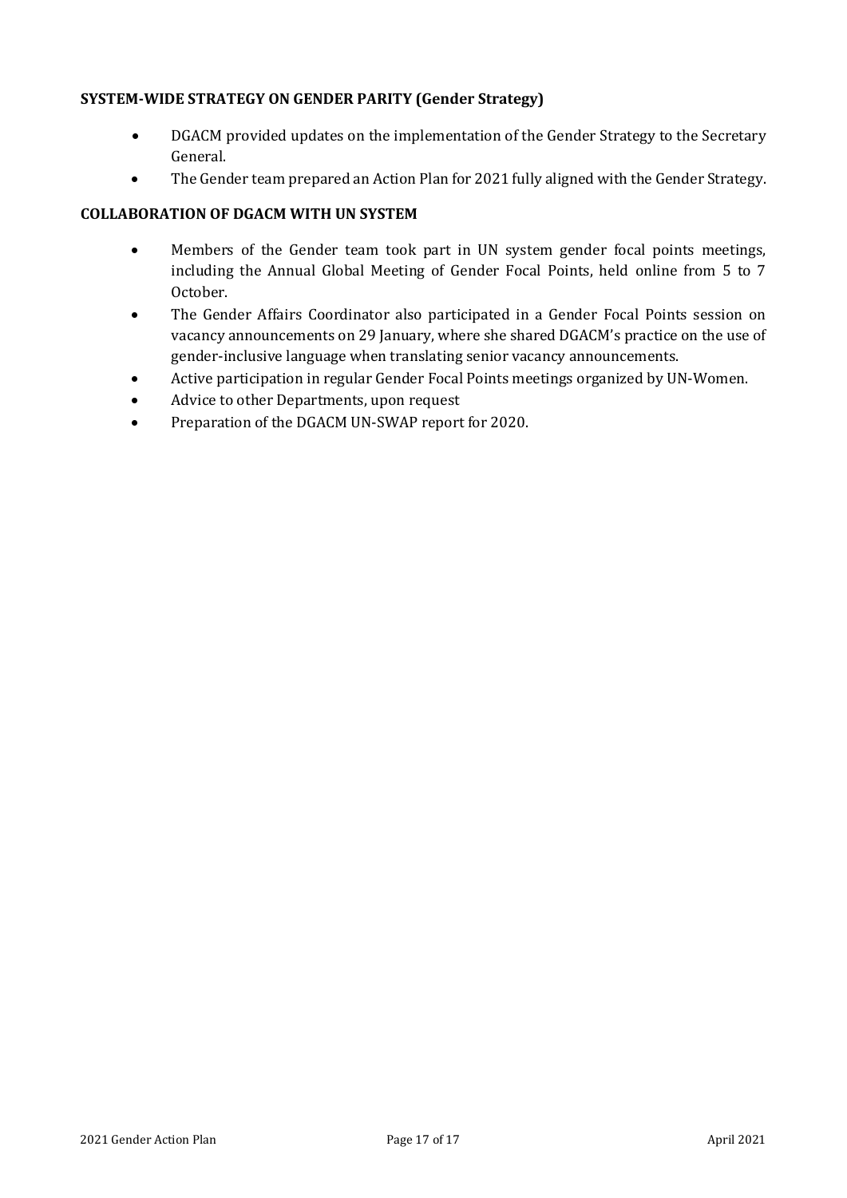**SYSTEM-WIDE STRATEGY ON GENDER PARITY (Gender Strategy)**

- DGACM provided updates on the implementation of the Gender Strategy to the Secretary General.
- The Gender team prepared an Action Plan for 2021 fully aligned with the Gender Strategy.

**COLLABORATION OF DGACM WITH UN SYSTEM**

- Members of the Gender team took part in UN system gender focal points meetings, including the Annual Global Meeting of Gender Focal Points, held online from 5 to 7 October.
- The Gender Affairs Coordinator also participated in a Gender Focal Points session on vacancy announcements on 29 January, where she shared DGACM's practice on the use of gender-inclusive language when translating senior vacancy announcements.
- Active participation in regular Gender Focal Points meetings organized by UN-Women.
- Advice to other Departments, upon request
- Preparation of the DGACM UN-SWAP report for 2020.